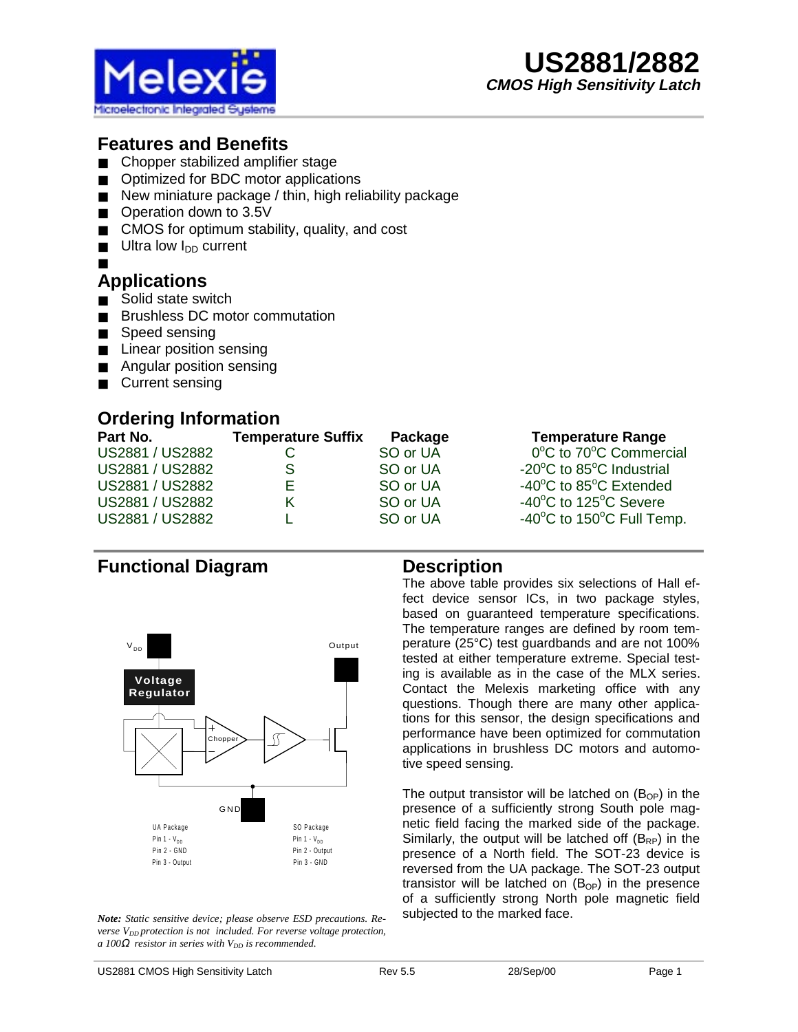# US2881/2882

***CMOS High Sensitivity Latch***

## Features and Benefits

- Chopper stabilized amplifier stage
- Optimized for BDC motor applications
- New miniature package / thin, high reliability package
- Operation down to 3.5V
- CMOS for optimum stability, quality, and cost
- Ultra low $I_{DD}$ current

## Applications

- Solid state switch
- Brushless DC motor commutation
- Speed sensing
- Linear position sensing
- Angular position sensing
- Current sensing

## Ordering Information

| Part No. | Temperature Suffix | Package | Temperature Range |
|---|---|---|---|
| US2881 / US2882 | C | SO or UA | 0°C to 70°C Commercial |
| US2881 / US2882 | S | SO or UA | -20°C to 85°C Industrial |
| US2881 / US2882 | E | SO or UA | -40°C to 85°C Extended |
| US2881 / US2882 | K | SO or UA | -40°C to 125°C Severe |
| US2881 / US2882 | L | SO or UA | -40°C to 150°C Full Temp. |

## Functional Diagram

$V_{DD}$ — Voltage Regulator — Chopper — Output — GND

| UA Package | SO Package |
|---|---|
| Pin 1 - $V_{DD}$ | Pin 1 - $V_{DD}$ |
| Pin 2 - GND | Pin 2 - Output |
| Pin 3 - Output | Pin 3 - GND |

***Note:*** *Static sensitive device; please observe ESD precautions. Reverse $V_{DD}$ protection is not included. For reverse voltage protection, a 100Ω resistor in series with $V_{DD}$ is recommended.*

## Description

The above table provides six selections of Hall effect device sensor ICs, in two package styles, based on guaranteed temperature specifications. The temperature ranges are defined by room temperature (25°C) test guardbands and are not 100% tested at either temperature extreme. Special testing is available as in the case of the MLX series. Contact the Melexis marketing office with any questions. Though there are many other applications for this sensor, the design specifications and performance have been optimized for commutation applications in brushless DC motors and automotive speed sensing.

The output transistor will be latched on ($B_{OP}$) in the presence of a sufficiently strong South pole magnetic field facing the marked side of the package. Similarly, the output will be latched off ($B_{RP}$) in the presence of a North field. The SOT-23 device is reversed from the UA package. The SOT-23 output transistor will be latched on ($B_{OP}$) in the presence of a sufficiently strong North pole magnetic field subjected to the marked face.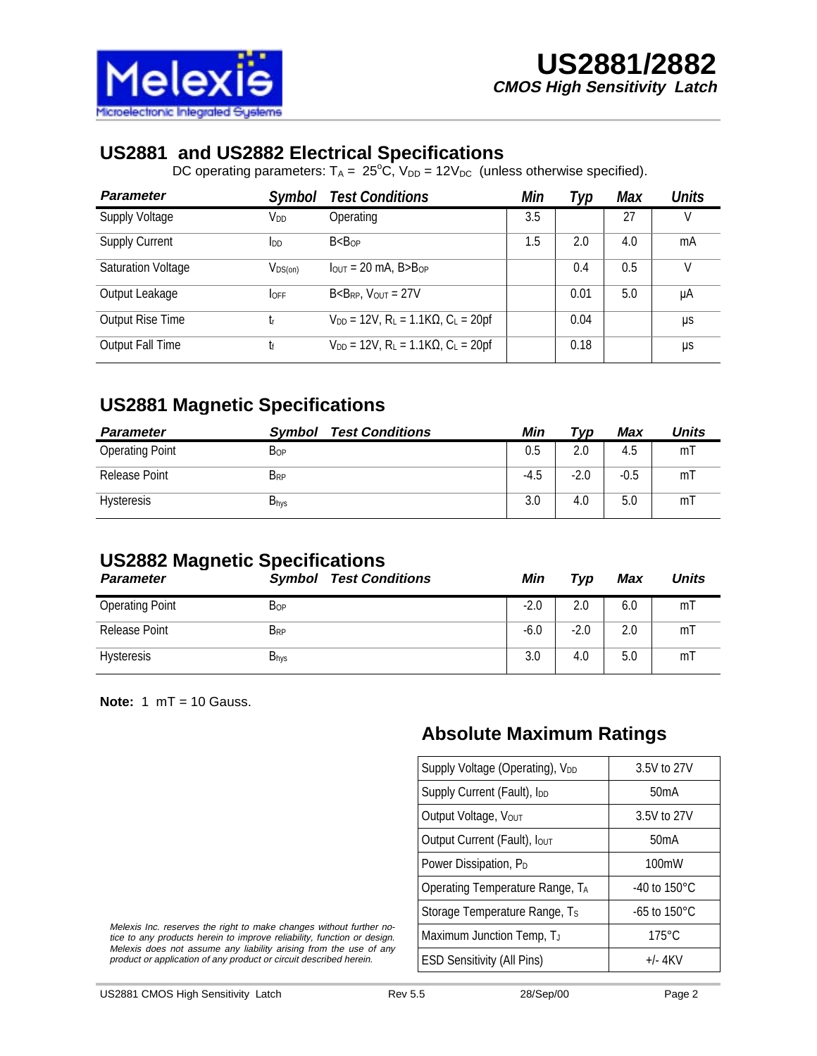## US2881 and US2882 Electrical Specifications

DC operating parameters: $T_A$ = 25°C, $V_{DD}$ = 12$V_{DC}$ (unless otherwise specified).

| Parameter | Symbol | Test Conditions | Min | Typ | Max | Units |
|---|---|---|---|---|---|---|
| Supply Voltage | $V_{DD}$ | Operating | 3.5 | | 27 | V |
| Supply Current | $I_{DD}$ | $B<B_{OP}$ | 1.5 | 2.0 | 4.0 | mA |
| Saturation Voltage | $V_{DS(on)}$ | $I_{OUT}$ = 20 mA, $B>B_{OP}$ | | 0.4 | 0.5 | V |
| Output Leakage | $I_{OFF}$ | $B<B_{RP}$, $V_{OUT}$ = 27V | | 0.01 | 5.0 | µA |
| Output Rise Time | $t_r$ | $V_{DD}$ = 12V, $R_L$ = 1.1KΩ, $C_L$ = 20pf | | 0.04 | | µs |
| Output Fall Time | $t_f$ | $V_{DD}$ = 12V, $R_L$ = 1.1KΩ, $C_L$ = 20pf | | 0.18 | | µs |

## US2881 Magnetic Specifications

| Parameter | Symbol | Test Conditions | Min | Typ | Max | Units |
|---|---|---|---|---|---|---|
| Operating Point | $B_{OP}$ | | 0.5 | 2.0 | 4.5 | mT |
| Release Point | $B_{RP}$ | | -4.5 | -2.0 | -0.5 | mT |
| Hysteresis | $B_{hys}$ | | 3.0 | 4.0 | 5.0 | mT |

## US2882 Magnetic Specifications

| Parameter | Symbol | Test Conditions | Min | Typ | Max | Units |
|---|---|---|---|---|---|---|
| Operating Point | $B_{OP}$ | | -2.0 | 2.0 | 6.0 | mT |
| Release Point | $B_{RP}$ | | -6.0 | -2.0 | 2.0 | mT |
| Hysteresis | $B_{hys}$ | | 3.0 | 4.0 | 5.0 | mT |

**Note:** 1 mT = 10 Gauss.

## Absolute Maximum Ratings

| Parameter | Rating |
|---|---|
| Supply Voltage (Operating), $V_{DD}$ | 3.5V to 27V |
| Supply Current (Fault), $I_{DD}$ | 50mA |
| Output Voltage, $V_{OUT}$ | 3.5V to 27V |
| Output Current (Fault), $I_{OUT}$ | 50mA |
| Power Dissipation, $P_D$ | 100mW |
| Operating Temperature Range, $T_A$ | -40 to 150°C |
| Storage Temperature Range, $T_S$ | -65 to 150°C |
| Maximum Junction Temp, $T_J$ | 175°C |
| ESD Sensitivity (All Pins) | +/- 4KV |

*Melexis Inc. reserves the right to make changes without further notice to any products herein to improve reliability, function or design. Melexis does not assume any liability arising from the use of any product or application of any product or circuit described herein.*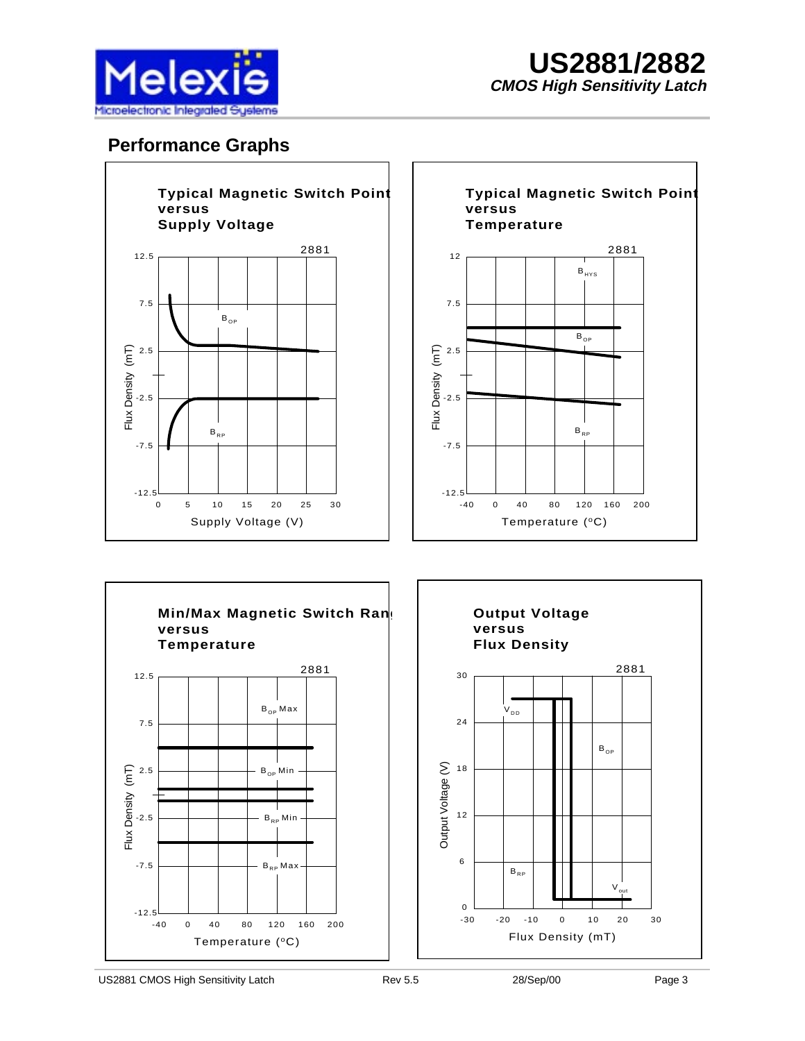## Performance Graphs

**Typical Magnetic Switch Point versus Supply Voltage**

2881

Flux Density (mT): 12.5, 7.5, 2.5, -2.5, -7.5, -12.5

$B_{OP}$

$B_{RP}$

Supply Voltage (V): 0, 5, 10, 15, 20, 25, 30

**Typical Magnetic Switch Point versus Temperature**

2881

Flux Density (mT): 12, 7.5, 2.5, -2.5, -7.5, -12.5

$B_{HYS}$

$B_{OP}$

$B_{RP}$

Temperature (°C): -40, 0, 40, 80, 120, 160, 200

**Min/Max Magnetic Switch Range versus Temperature**

2881

Flux Density (mT): 12.5, 7.5, 2.5, -2.5, -7.5, -12.5

$B_{OP}$ Max

$B_{OP}$ Min

$B_{RP}$ Min

$B_{RP}$ Max

Temperature (°C): -40, 0, 40, 80, 120, 160, 200

**Output Voltage versus Flux Density**

2881

Output Voltage (V): 30, 24, 18, 12, 6, 0

$V_{DD}$

$B_{OP}$

$B_{RP}$

$V_{out}$

Flux Density (mT): -30, -20, -10, 0, 10, 20, 30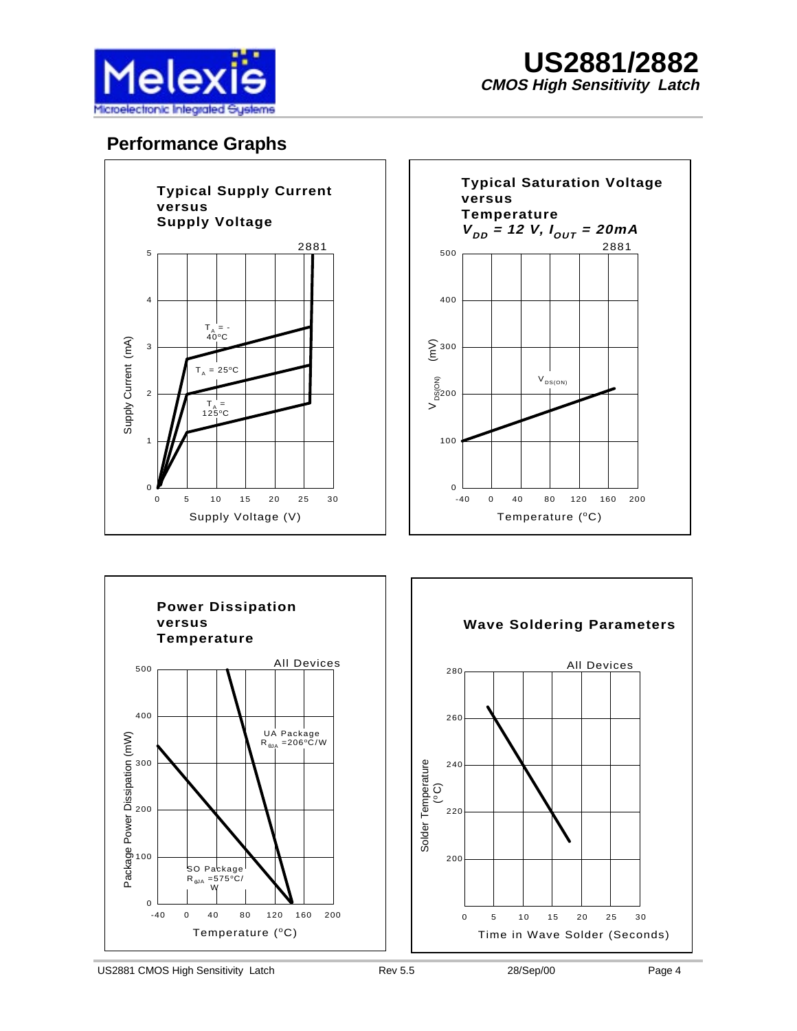## Performance Graphs

**Typical Supply Current versus Supply Voltage**

2881

Supply Current (mA)

$T_A$ = -40°C

$T_A$ = 25°C

$T_A$ = 125°C

Supply Voltage (V)

**Typical Saturation Voltage versus Temperature**

***$V_{DD}$ = 12 V, $I_{OUT}$ = 20mA***

2881

$V_{DS(ON)}$ (mV)

$V_{DS(ON)}$

Temperature (°C)

**Power Dissipation versus Temperature**

All Devices

Package Power Dissipation (mW)

UA Package $R_{\theta JA}$ =206°C/W

SO Package $R_{\theta JA}$ =575°C/W

Temperature (°C)

**Wave Soldering Parameters**

All Devices

Solder Temperature (°C)

Time in Wave Solder (Seconds)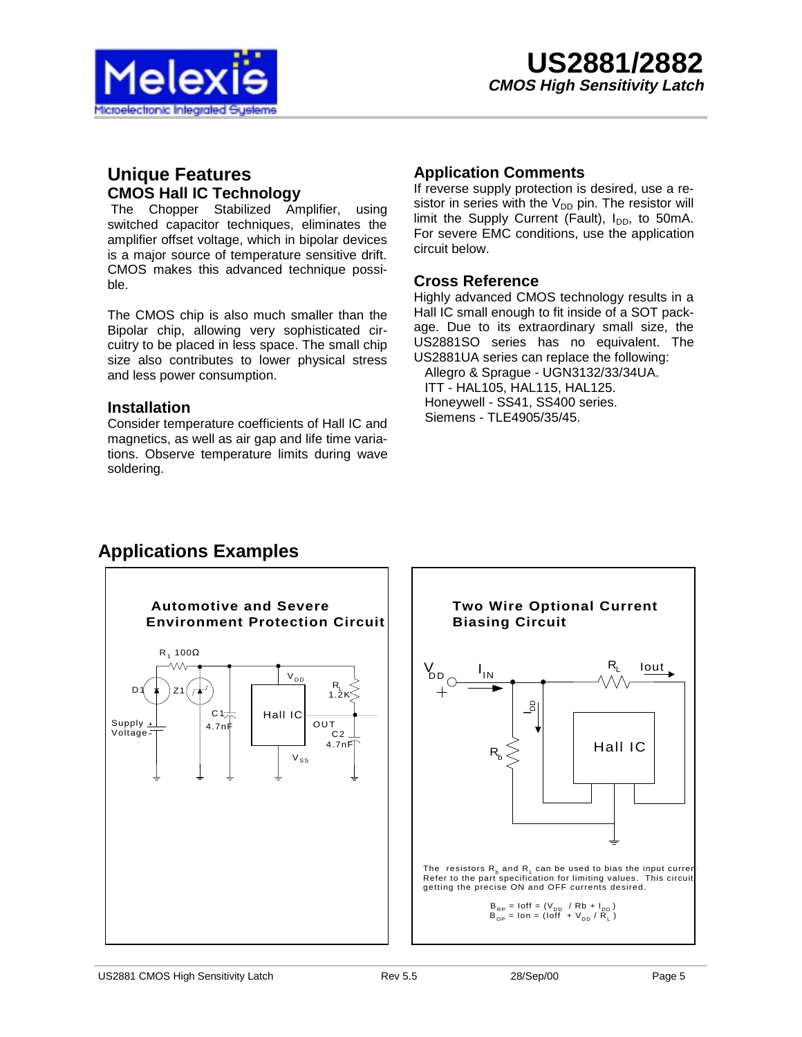# US2881/2882

***CMOS High Sensitivity Latch***

## Unique Features

### CMOS Hall IC Technology

The Chopper Stabilized Amplifier, using switched capacitor techniques, eliminates the amplifier offset voltage, which in bipolar devices is a major source of temperature sensitive drift. CMOS makes this advanced technique possible.

The CMOS chip is also much smaller than the Bipolar chip, allowing very sophisticated circuitry to be placed in less space. The small chip size also contributes to lower physical stress and less power consumption.

### Installation

Consider temperature coefficients of Hall IC and magnetics, as well as air gap and life time variations. Observe temperature limits during wave soldering.

### Application Comments

If reverse supply protection is desired, use a resistor in series with the $V_{DD}$ pin. The resistor will limit the Supply Current (Fault), $I_{DD}$, to 50mA. For severe EMC conditions, use the application circuit below.

### Cross Reference

Highly advanced CMOS technology results in a Hall IC small enough to fit inside of a SOT package. Due to its extraordinary small size, the US2881SO series has no equivalent. The US2881UA series can replace the following:

- Allegro & Sprague - UGN3132/33/34UA.
- ITT - HAL105, HAL115, HAL125.
- Honeywell - SS41, SS400 series.
- Siemens - TLE4905/35/45.

## Applications Examples

**Automotive and Severe Environment Protection Circuit**

$R_1$ 100Ω, D1, Z1, C1 4.7nF, Supply Voltage, $V_{DD}$, Hall IC, $V_{SS}$, $R_L$ 1.2K, OUT, C2 4.7nF

**Two Wire Optional Current Biasing Circuit**

$V_{DD}$, $I_{IN}$, $I_{DD}$, $R_b$, $R_L$, Iout, Hall IC

The resistors $R_b$ and $R_L$ can be used to bias the input current. Refer to the part specification for limiting values. This circuit getting the precise ON and OFF currents desired.

$$B_{RP} = Ioff = (V_{DD} / Rb + I_{DD})$$
$$B_{OP} = Ion = (Ioff + V_{DD} / R_L)$$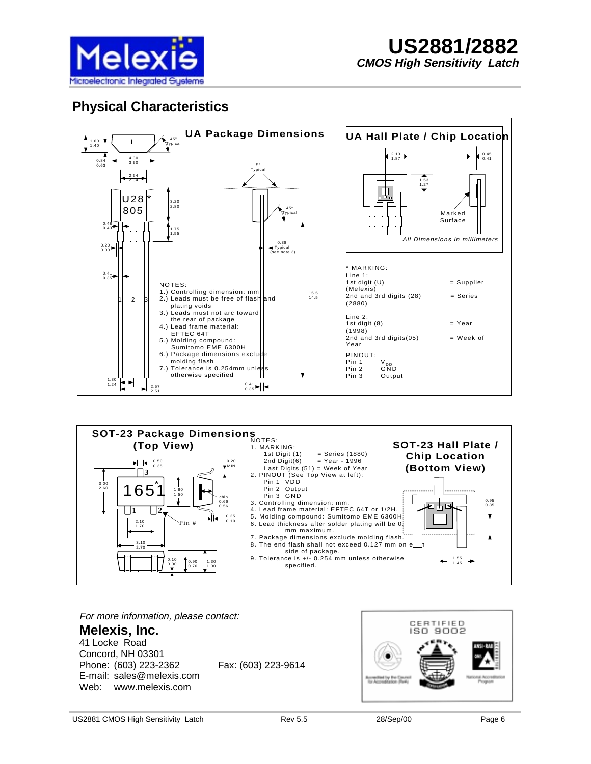## Physical Characteristics

**UA Package Dimensions**

NOTES:
1.) Controlling dimension: mm
2.) Leads must be free of flash and plating voids
3.) Leads must not arc toward the rear of package
4.) Lead frame material: EFTEC 64T
5.) Molding compound: Sumitomo EME 6300H
6.) Package dimensions exclude molding flash
7.) Tolerance is 0.254mm unless otherwise specified

**UA Hall Plate / Chip Location**

Marked Surface

*All Dimensions in millimeters*

\* MARKING:

Line 1:

| | |
|---|---|
| 1st digit (U) (Melexis) | = Supplier |
| 2nd and 3rd digits (28) (2880) | = Series |

Line 2:

| | |
|---|---|
| 1st digit (8) (1998) | = Year |
| 2nd and 3rd digits(05) Year | = Week of |

PINOUT:

| | |
|---|---|
| Pin 1 | $V_{DD}$ |
| Pin 2 | GND |
| Pin 3 | Output |

**SOT-23 Package Dimensions (Top View)**

NOTES:
1. MARKING:
   1st Digit (1) = Series (1880)
   2nd Digit(6) = Year - 1996
   Last Digits (51) = Week of Year
2. PINOUT (See Top View at left):
   Pin 1 VDD
   Pin 2 Output
   Pin 3 GND
3. Controlling dimension: mm.
4. Lead frame material: EFTEC 64T or 1/2H.
5. Molding compound: Sumitomo EME 6300H
6. Lead thickness after solder plating will be 0. mm maximum.
7. Package dimensions exclude molding flash.
8. The end flash shall not exceed 0.127 mm on e h side of package.
9. Tolerance is +/- 0.254 mm unless otherwise specified.

**SOT-23 Hall Plate / Chip Location (Bottom View)**

*For more information, please contact:*

**Melexis, Inc.**
41 Locke Road
Concord, NH 03301
Phone: (603) 223-2362 Fax: (603) 223-9614
E-mail: sales@melexis.com
Web: www.melexis.com

CERTIFIED ISO 9002